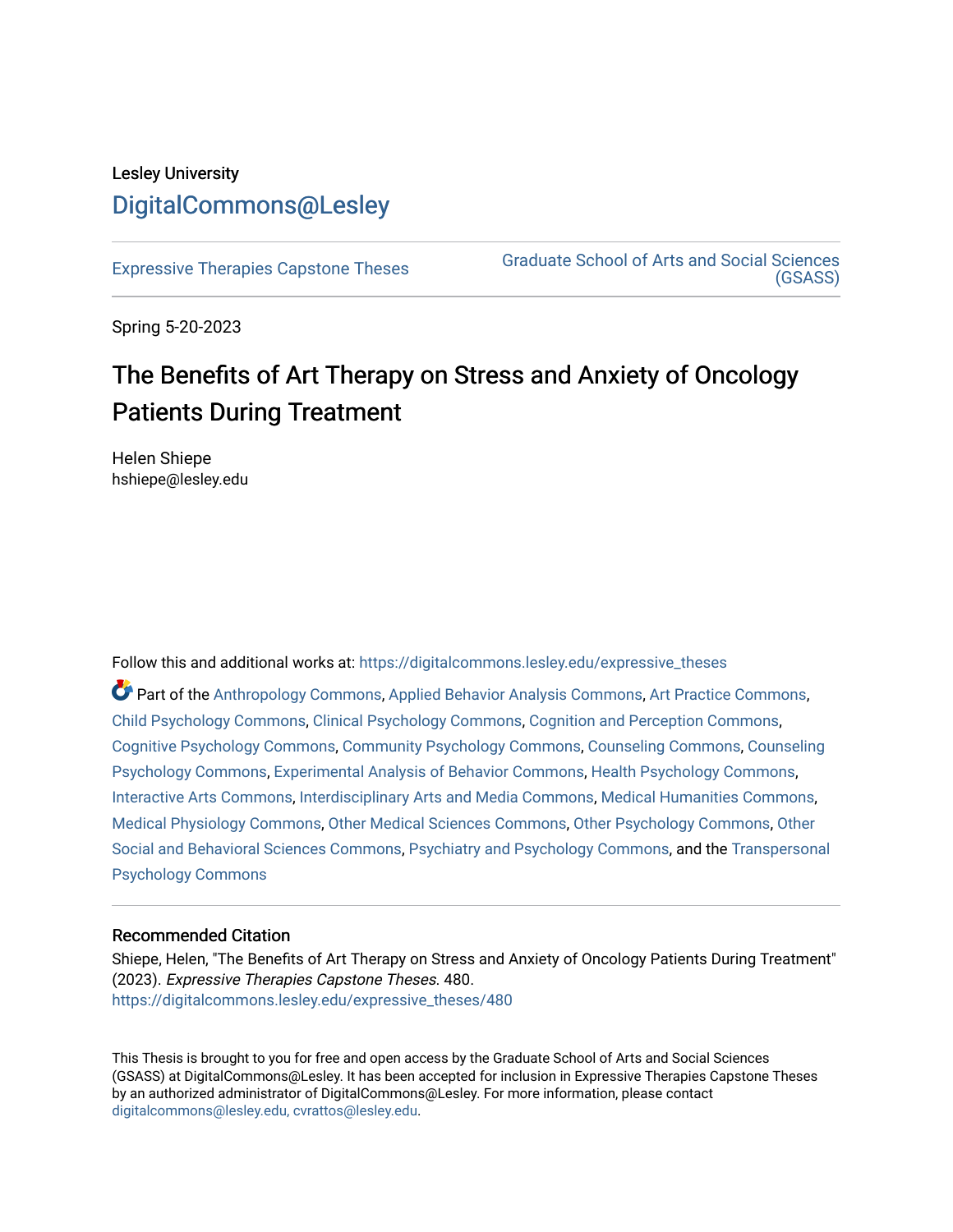Lesley University

DigitalCommons@Lesley

Expressive Therapies Capstone Theses

Graduate School of Arts and Social Sciences (GSASS)

Spring 5-20-2023

# The Benefits of Art Therapy on Stress and Anxiety of Oncology Patients During Treatment

Helen Shiepe
hshiepe@lesley.edu

Follow this and additional works at: https://digitalcommons.lesley.edu/expressive_theses

Part of the Anthropology Commons, Applied Behavior Analysis Commons, Art Practice Commons, Child Psychology Commons, Clinical Psychology Commons, Cognition and Perception Commons, Cognitive Psychology Commons, Community Psychology Commons, Counseling Commons, Counseling Psychology Commons, Experimental Analysis of Behavior Commons, Health Psychology Commons, Interactive Arts Commons, Interdisciplinary Arts and Media Commons, Medical Humanities Commons, Medical Physiology Commons, Other Medical Sciences Commons, Other Psychology Commons, Other Social and Behavioral Sciences Commons, Psychiatry and Psychology Commons, and the Transpersonal Psychology Commons

### Recommended Citation

Shiepe, Helen, "The Benefits of Art Therapy on Stress and Anxiety of Oncology Patients During Treatment" (2023). *Expressive Therapies Capstone Theses*. 480.
https://digitalcommons.lesley.edu/expressive_theses/480

This Thesis is brought to you for free and open access by the Graduate School of Arts and Social Sciences (GSASS) at DigitalCommons@Lesley. It has been accepted for inclusion in Expressive Therapies Capstone Theses by an authorized administrator of DigitalCommons@Lesley. For more information, please contact digitalcommons@lesley.edu, cvrattos@lesley.edu.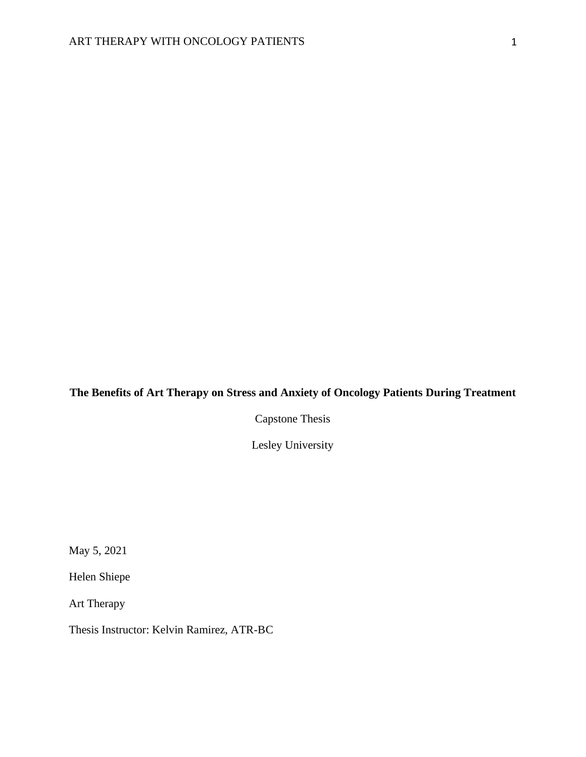**The Benefits of Art Therapy on Stress and Anxiety of Oncology Patients During Treatment**

Capstone Thesis

Lesley University

May 5, 2021

Helen Shiepe

Art Therapy

Thesis Instructor: Kelvin Ramirez, ATR-BC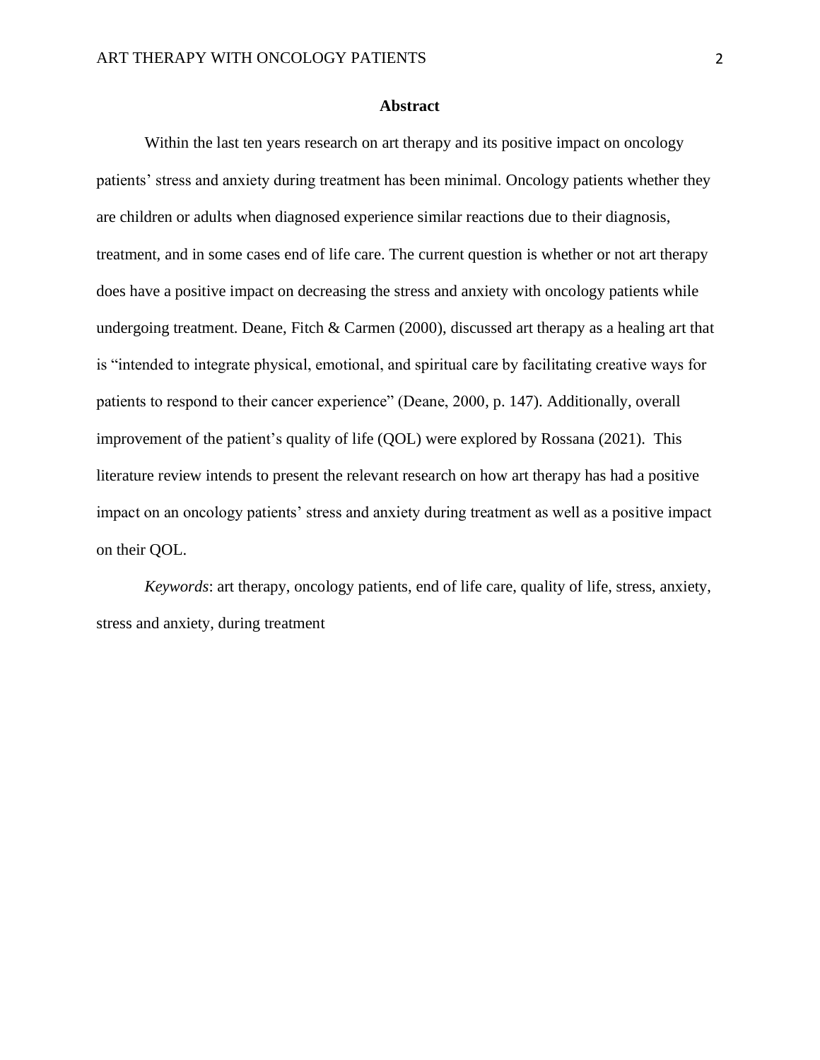**Abstract**

Within the last ten years research on art therapy and its positive impact on oncology patients' stress and anxiety during treatment has been minimal. Oncology patients whether they are children or adults when diagnosed experience similar reactions due to their diagnosis, treatment, and in some cases end of life care. The current question is whether or not art therapy does have a positive impact on decreasing the stress and anxiety with oncology patients while undergoing treatment. Deane, Fitch & Carmen (2000), discussed art therapy as a healing art that is "intended to integrate physical, emotional, and spiritual care by facilitating creative ways for patients to respond to their cancer experience" (Deane, 2000, p. 147). Additionally, overall improvement of the patient's quality of life (QOL) were explored by Rossana (2021). This literature review intends to present the relevant research on how art therapy has had a positive impact on an oncology patients' stress and anxiety during treatment as well as a positive impact on their QOL.

*Keywords*: art therapy, oncology patients, end of life care, quality of life, stress, anxiety, stress and anxiety, during treatment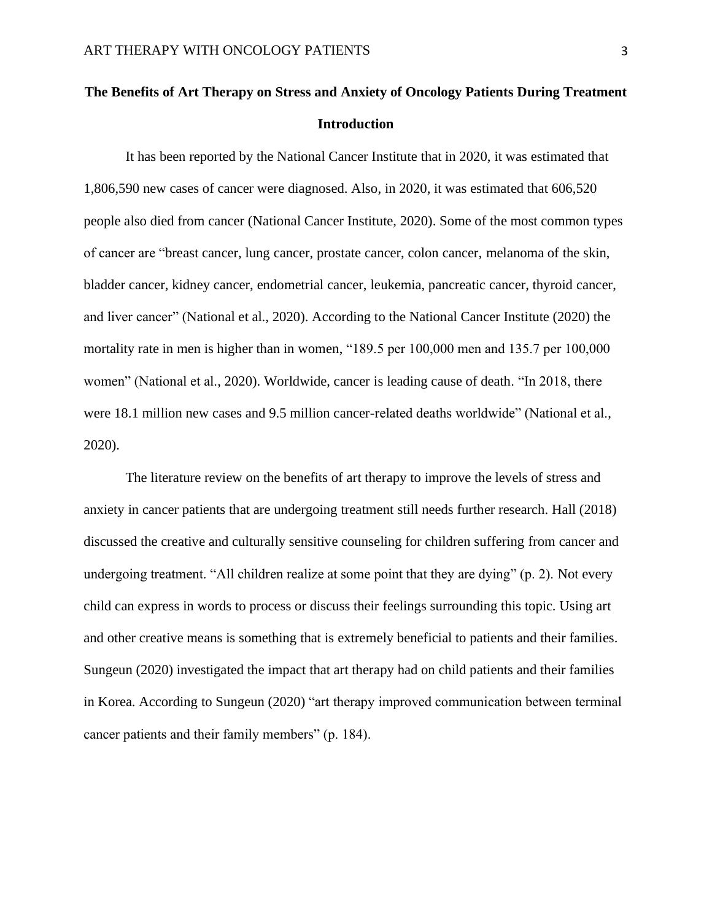# The Benefits of Art Therapy on Stress and Anxiety of Oncology Patients During Treatment

## Introduction

It has been reported by the National Cancer Institute that in 2020, it was estimated that 1,806,590 new cases of cancer were diagnosed. Also, in 2020, it was estimated that 606,520 people also died from cancer (National Cancer Institute, 2020). Some of the most common types of cancer are "breast cancer, lung cancer, prostate cancer, colon cancer, melanoma of the skin, bladder cancer, kidney cancer, endometrial cancer, leukemia, pancreatic cancer, thyroid cancer, and liver cancer" (National et al., 2020). According to the National Cancer Institute (2020) the mortality rate in men is higher than in women, "189.5 per 100,000 men and 135.7 per 100,000 women" (National et al., 2020). Worldwide, cancer is leading cause of death. "In 2018, there were 18.1 million new cases and 9.5 million cancer-related deaths worldwide" (National et al., 2020).

The literature review on the benefits of art therapy to improve the levels of stress and anxiety in cancer patients that are undergoing treatment still needs further research. Hall (2018) discussed the creative and culturally sensitive counseling for children suffering from cancer and undergoing treatment. "All children realize at some point that they are dying" (p. 2). Not every child can express in words to process or discuss their feelings surrounding this topic. Using art and other creative means is something that is extremely beneficial to patients and their families. Sungeun (2020) investigated the impact that art therapy had on child patients and their families in Korea. According to Sungeun (2020) "art therapy improved communication between terminal cancer patients and their family members" (p. 184).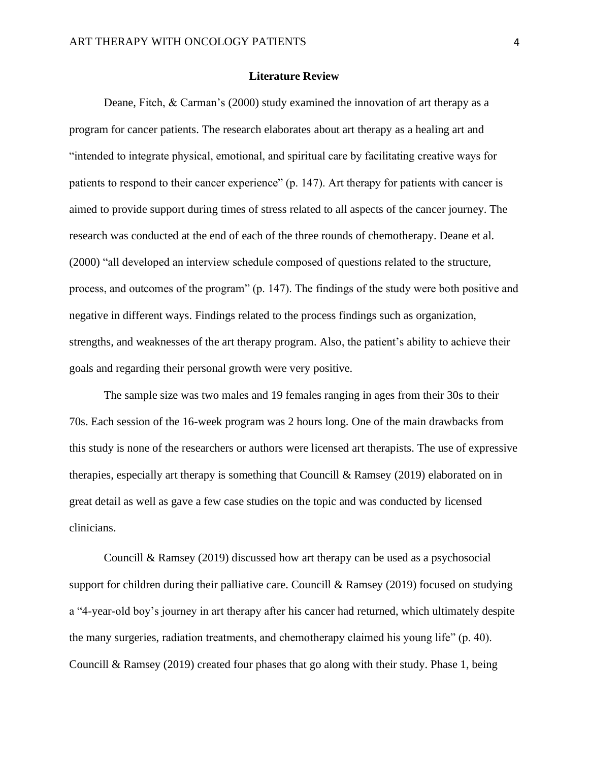## Literature Review

Deane, Fitch, & Carman's (2000) study examined the innovation of art therapy as a program for cancer patients. The research elaborates about art therapy as a healing art and "intended to integrate physical, emotional, and spiritual care by facilitating creative ways for patients to respond to their cancer experience" (p. 147). Art therapy for patients with cancer is aimed to provide support during times of stress related to all aspects of the cancer journey. The research was conducted at the end of each of the three rounds of chemotherapy. Deane et al. (2000) "all developed an interview schedule composed of questions related to the structure, process, and outcomes of the program" (p. 147). The findings of the study were both positive and negative in different ways. Findings related to the process findings such as organization, strengths, and weaknesses of the art therapy program. Also, the patient's ability to achieve their goals and regarding their personal growth were very positive.

The sample size was two males and 19 females ranging in ages from their 30s to their 70s. Each session of the 16-week program was 2 hours long. One of the main drawbacks from this study is none of the researchers or authors were licensed art therapists. The use of expressive therapies, especially art therapy is something that Councill & Ramsey (2019) elaborated on in great detail as well as gave a few case studies on the topic and was conducted by licensed clinicians.

Councill & Ramsey (2019) discussed how art therapy can be used as a psychosocial support for children during their palliative care. Councill & Ramsey (2019) focused on studying a "4-year-old boy's journey in art therapy after his cancer had returned, which ultimately despite the many surgeries, radiation treatments, and chemotherapy claimed his young life" (p. 40). Councill & Ramsey (2019) created four phases that go along with their study. Phase 1, being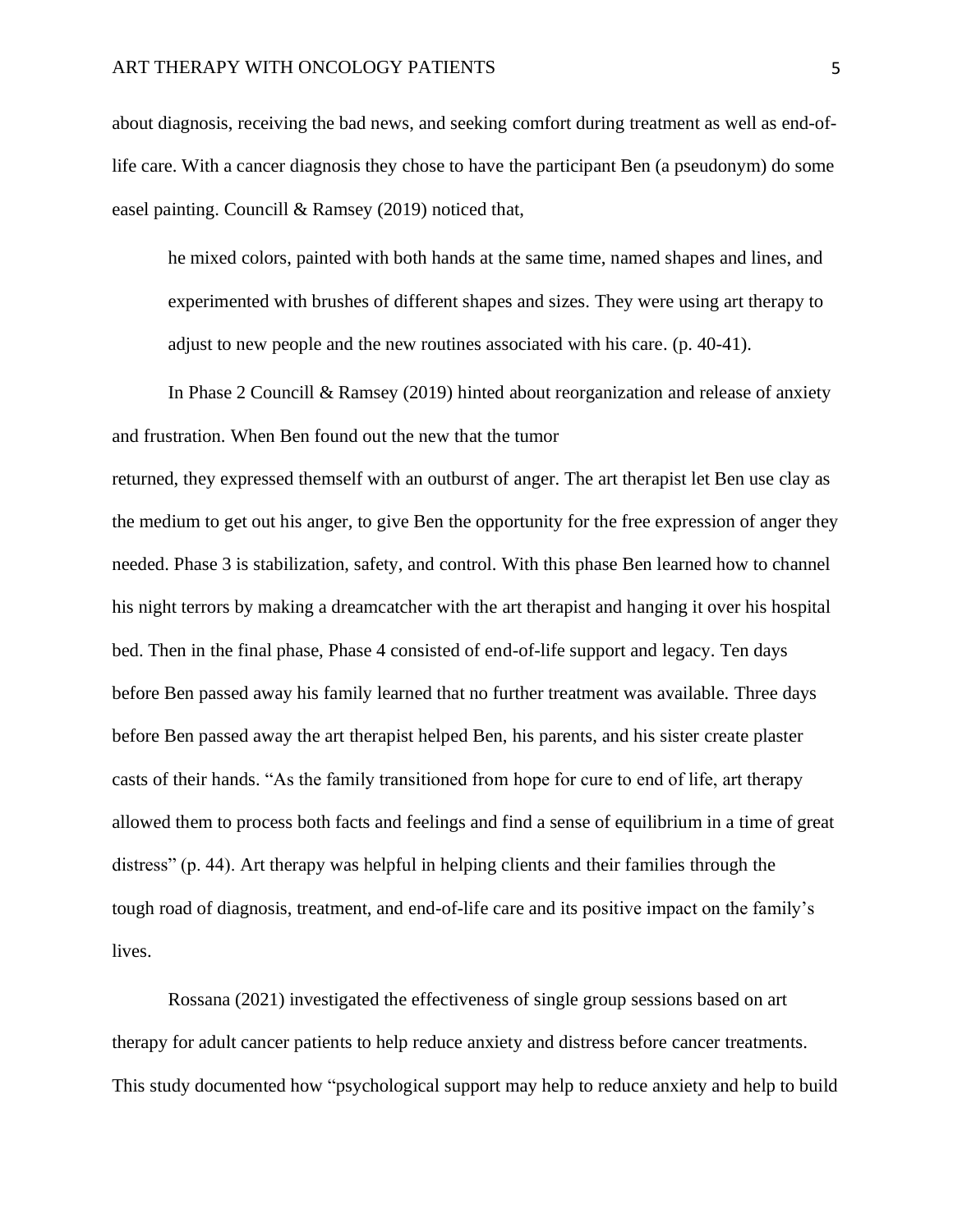about diagnosis, receiving the bad news, and seeking comfort during treatment as well as end-of-life care. With a cancer diagnosis they chose to have the participant Ben (a pseudonym) do some easel painting. Councill & Ramsey (2019) noticed that,

> he mixed colors, painted with both hands at the same time, named shapes and lines, and experimented with brushes of different shapes and sizes. They were using art therapy to adjust to new people and the new routines associated with his care. (p. 40-41).

In Phase 2 Councill & Ramsey (2019) hinted about reorganization and release of anxiety and frustration. When Ben found out the new that the tumor returned, they expressed themself with an outburst of anger. The art therapist let Ben use clay as the medium to get out his anger, to give Ben the opportunity for the free expression of anger they needed. Phase 3 is stabilization, safety, and control. With this phase Ben learned how to channel his night terrors by making a dreamcatcher with the art therapist and hanging it over his hospital bed. Then in the final phase, Phase 4 consisted of end-of-life support and legacy. Ten days before Ben passed away his family learned that no further treatment was available. Three days before Ben passed away the art therapist helped Ben, his parents, and his sister create plaster casts of their hands. "As the family transitioned from hope for cure to end of life, art therapy allowed them to process both facts and feelings and find a sense of equilibrium in a time of great distress" (p. 44). Art therapy was helpful in helping clients and their families through the tough road of diagnosis, treatment, and end-of-life care and its positive impact on the family's lives.

Rossana (2021) investigated the effectiveness of single group sessions based on art therapy for adult cancer patients to help reduce anxiety and distress before cancer treatments. This study documented how "psychological support may help to reduce anxiety and help to build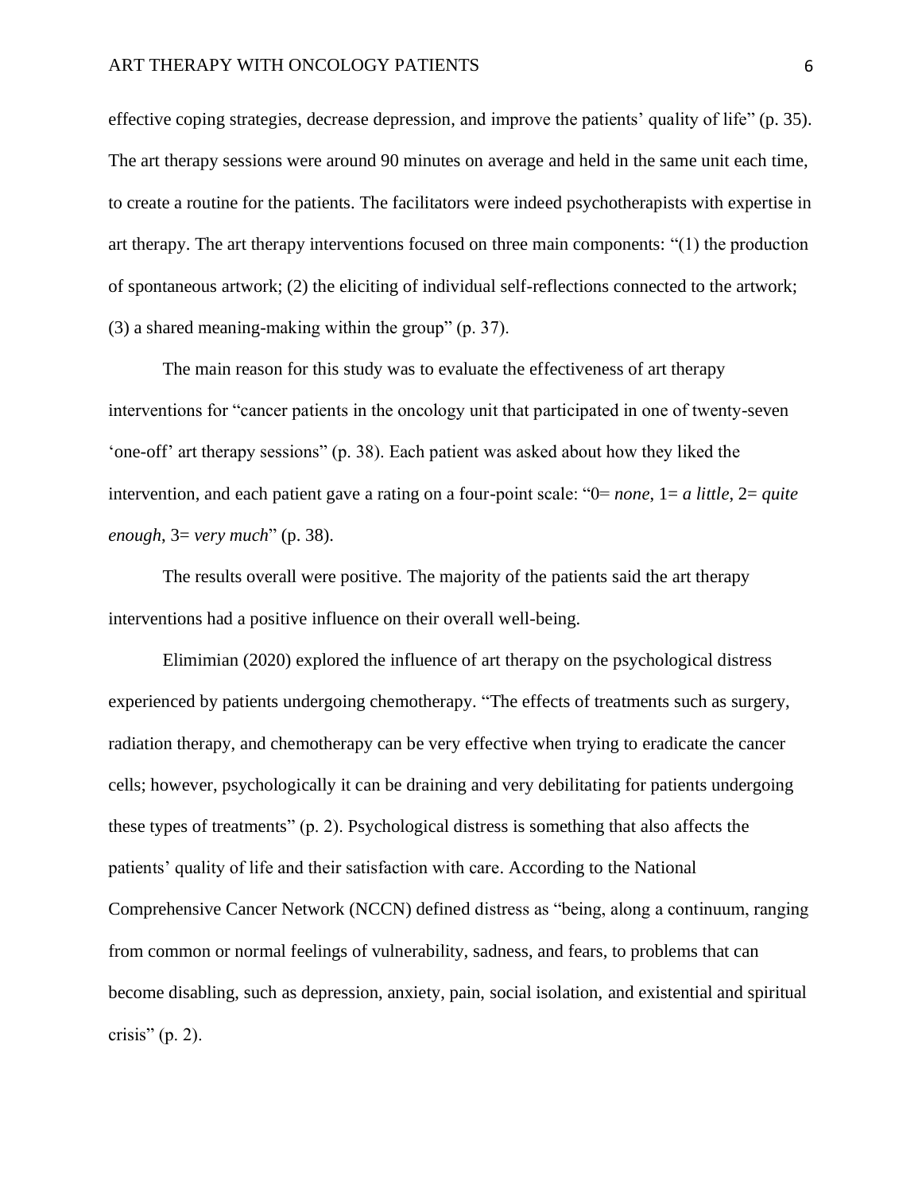effective coping strategies, decrease depression, and improve the patients' quality of life" (p. 35). The art therapy sessions were around 90 minutes on average and held in the same unit each time, to create a routine for the patients. The facilitators were indeed psychotherapists with expertise in art therapy. The art therapy interventions focused on three main components: "(1) the production of spontaneous artwork; (2) the eliciting of individual self-reflections connected to the artwork; (3) a shared meaning-making within the group" (p. 37).

The main reason for this study was to evaluate the effectiveness of art therapy interventions for "cancer patients in the oncology unit that participated in one of twenty-seven 'one-off' art therapy sessions" (p. 38). Each patient was asked about how they liked the intervention, and each patient gave a rating on a four-point scale: "0= *none*, 1= *a little*, 2= *quite enough*, 3= *very much*" (p. 38).

The results overall were positive. The majority of the patients said the art therapy interventions had a positive influence on their overall well-being.

Elimimian (2020) explored the influence of art therapy on the psychological distress experienced by patients undergoing chemotherapy. "The effects of treatments such as surgery, radiation therapy, and chemotherapy can be very effective when trying to eradicate the cancer cells; however, psychologically it can be draining and very debilitating for patients undergoing these types of treatments" (p. 2). Psychological distress is something that also affects the patients' quality of life and their satisfaction with care. According to the National Comprehensive Cancer Network (NCCN) defined distress as "being, along a continuum, ranging from common or normal feelings of vulnerability, sadness, and fears, to problems that can become disabling, such as depression, anxiety, pain, social isolation, and existential and spiritual crisis" (p. 2).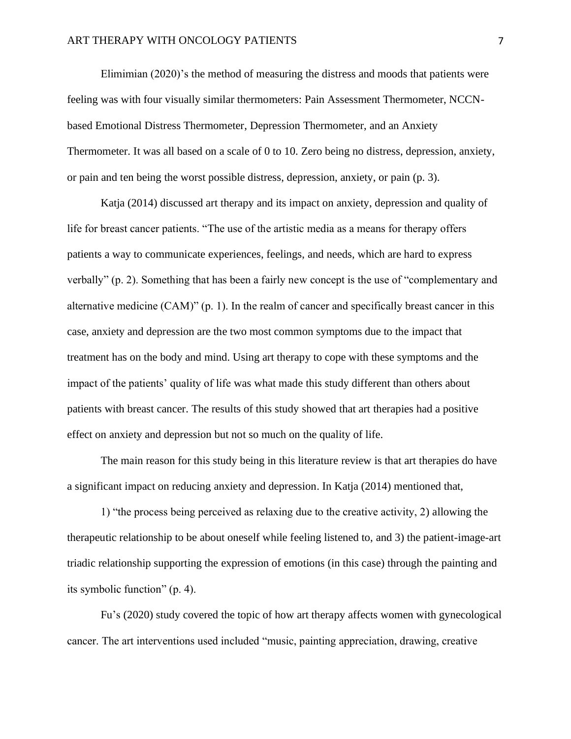Elimimian (2020)'s the method of measuring the distress and moods that patients were feeling was with four visually similar thermometers: Pain Assessment Thermometer, NCCN-based Emotional Distress Thermometer, Depression Thermometer, and an Anxiety Thermometer. It was all based on a scale of 0 to 10. Zero being no distress, depression, anxiety, or pain and ten being the worst possible distress, depression, anxiety, or pain (p. 3).

Katja (2014) discussed art therapy and its impact on anxiety, depression and quality of life for breast cancer patients. "The use of the artistic media as a means for therapy offers patients a way to communicate experiences, feelings, and needs, which are hard to express verbally" (p. 2). Something that has been a fairly new concept is the use of "complementary and alternative medicine (CAM)" (p. 1). In the realm of cancer and specifically breast cancer in this case, anxiety and depression are the two most common symptoms due to the impact that treatment has on the body and mind. Using art therapy to cope with these symptoms and the impact of the patients' quality of life was what made this study different than others about patients with breast cancer. The results of this study showed that art therapies had a positive effect on anxiety and depression but not so much on the quality of life.

The main reason for this study being in this literature review is that art therapies do have a significant impact on reducing anxiety and depression. In Katja (2014) mentioned that,

1) "the process being perceived as relaxing due to the creative activity, 2) allowing the therapeutic relationship to be about oneself while feeling listened to, and 3) the patient-image-art triadic relationship supporting the expression of emotions (in this case) through the painting and its symbolic function" (p. 4).

Fu's (2020) study covered the topic of how art therapy affects women with gynecological cancer. The art interventions used included "music, painting appreciation, drawing, creative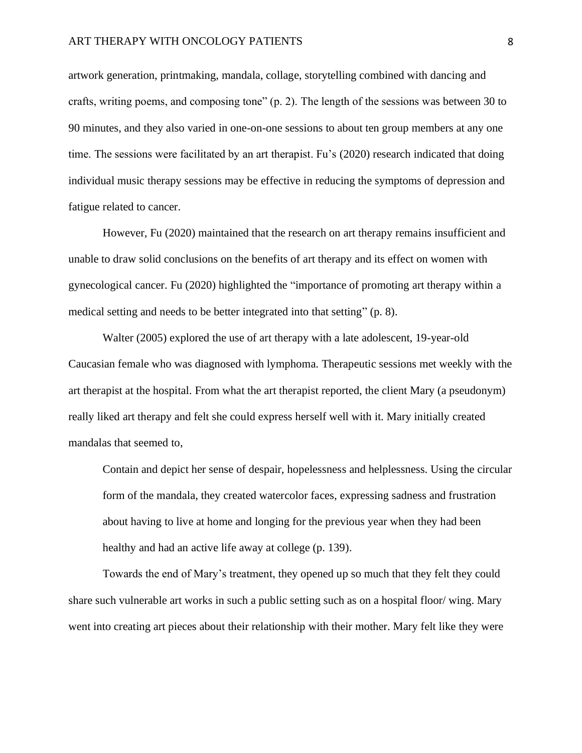artwork generation, printmaking, mandala, collage, storytelling combined with dancing and crafts, writing poems, and composing tone" (p. 2). The length of the sessions was between 30 to 90 minutes, and they also varied in one-on-one sessions to about ten group members at any one time. The sessions were facilitated by an art therapist. Fu's (2020) research indicated that doing individual music therapy sessions may be effective in reducing the symptoms of depression and fatigue related to cancer.

However, Fu (2020) maintained that the research on art therapy remains insufficient and unable to draw solid conclusions on the benefits of art therapy and its effect on women with gynecological cancer. Fu (2020) highlighted the "importance of promoting art therapy within a medical setting and needs to be better integrated into that setting" (p. 8).

Walter (2005) explored the use of art therapy with a late adolescent, 19-year-old Caucasian female who was diagnosed with lymphoma. Therapeutic sessions met weekly with the art therapist at the hospital. From what the art therapist reported, the client Mary (a pseudonym) really liked art therapy and felt she could express herself well with it. Mary initially created mandalas that seemed to,

> Contain and depict her sense of despair, hopelessness and helplessness. Using the circular form of the mandala, they created watercolor faces, expressing sadness and frustration about having to live at home and longing for the previous year when they had been healthy and had an active life away at college (p. 139).

Towards the end of Mary's treatment, they opened up so much that they felt they could share such vulnerable art works in such a public setting such as on a hospital floor/ wing. Mary went into creating art pieces about their relationship with their mother. Mary felt like they were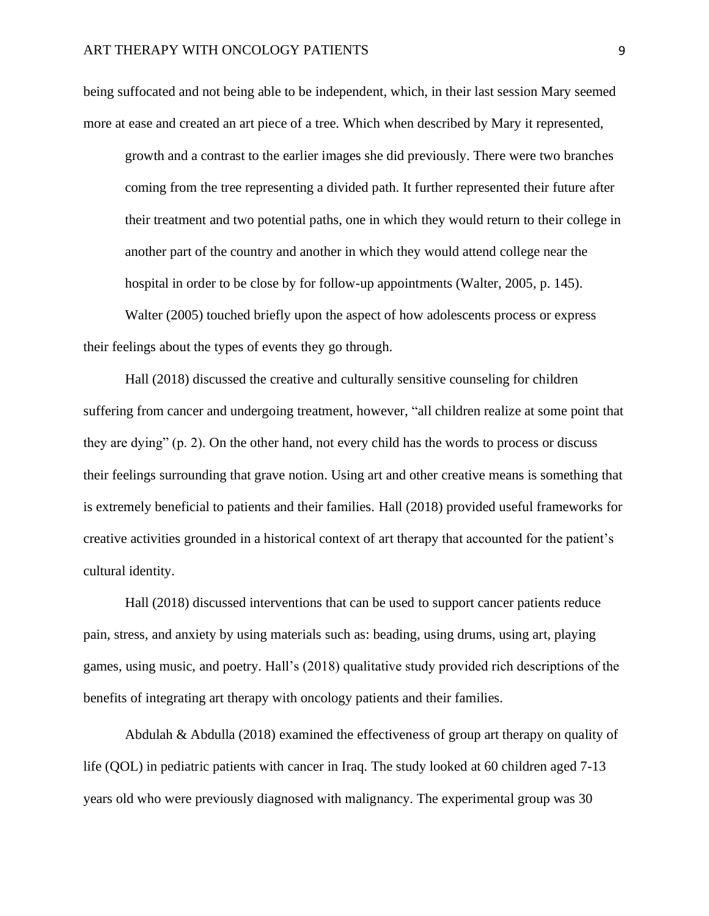being suffocated and not being able to be independent, which, in their last session Mary seemed more at ease and created an art piece of a tree. Which when described by Mary it represented,

> growth and a contrast to the earlier images she did previously. There were two branches coming from the tree representing a divided path. It further represented their future after their treatment and two potential paths, one in which they would return to their college in another part of the country and another in which they would attend college near the hospital in order to be close by for follow-up appointments (Walter, 2005, p. 145).

Walter (2005) touched briefly upon the aspect of how adolescents process or express their feelings about the types of events they go through.

Hall (2018) discussed the creative and culturally sensitive counseling for children suffering from cancer and undergoing treatment, however, "all children realize at some point that they are dying" (p. 2). On the other hand, not every child has the words to process or discuss their feelings surrounding that grave notion. Using art and other creative means is something that is extremely beneficial to patients and their families. Hall (2018) provided useful frameworks for creative activities grounded in a historical context of art therapy that accounted for the patient's cultural identity.

Hall (2018) discussed interventions that can be used to support cancer patients reduce pain, stress, and anxiety by using materials such as: beading, using drums, using art, playing games, using music, and poetry. Hall's (2018) qualitative study provided rich descriptions of the benefits of integrating art therapy with oncology patients and their families.

Abdulah & Abdulla (2018) examined the effectiveness of group art therapy on quality of life (QOL) in pediatric patients with cancer in Iraq. The study looked at 60 children aged 7-13 years old who were previously diagnosed with malignancy. The experimental group was 30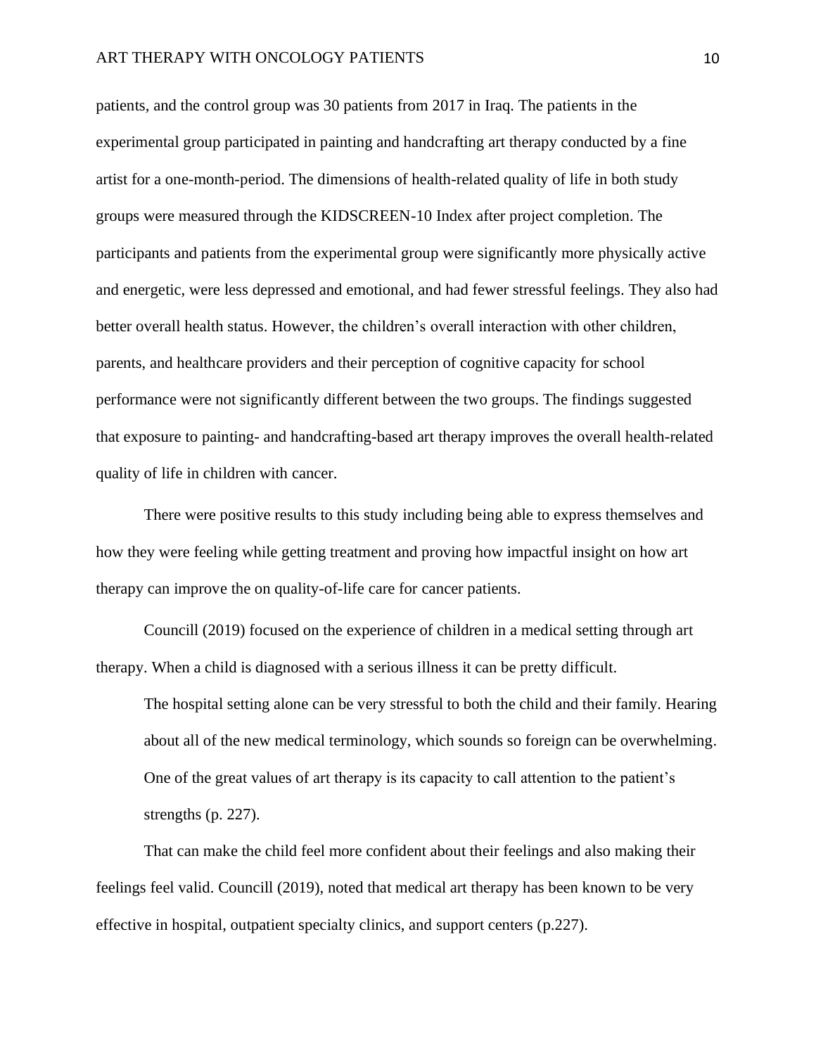patients, and the control group was 30 patients from 2017 in Iraq. The patients in the experimental group participated in painting and handcrafting art therapy conducted by a fine artist for a one-month-period. The dimensions of health-related quality of life in both study groups were measured through the KIDSCREEN-10 Index after project completion. The participants and patients from the experimental group were significantly more physically active and energetic, were less depressed and emotional, and had fewer stressful feelings. They also had better overall health status. However, the children's overall interaction with other children, parents, and healthcare providers and their perception of cognitive capacity for school performance were not significantly different between the two groups. The findings suggested that exposure to painting- and handcrafting-based art therapy improves the overall health-related quality of life in children with cancer.

There were positive results to this study including being able to express themselves and how they were feeling while getting treatment and proving how impactful insight on how art therapy can improve the on quality-of-life care for cancer patients.

Councill (2019) focused on the experience of children in a medical setting through art therapy. When a child is diagnosed with a serious illness it can be pretty difficult.

> The hospital setting alone can be very stressful to both the child and their family. Hearing about all of the new medical terminology, which sounds so foreign can be overwhelming. One of the great values of art therapy is its capacity to call attention to the patient's strengths (p. 227).

That can make the child feel more confident about their feelings and also making their feelings feel valid. Councill (2019), noted that medical art therapy has been known to be very effective in hospital, outpatient specialty clinics, and support centers (p.227).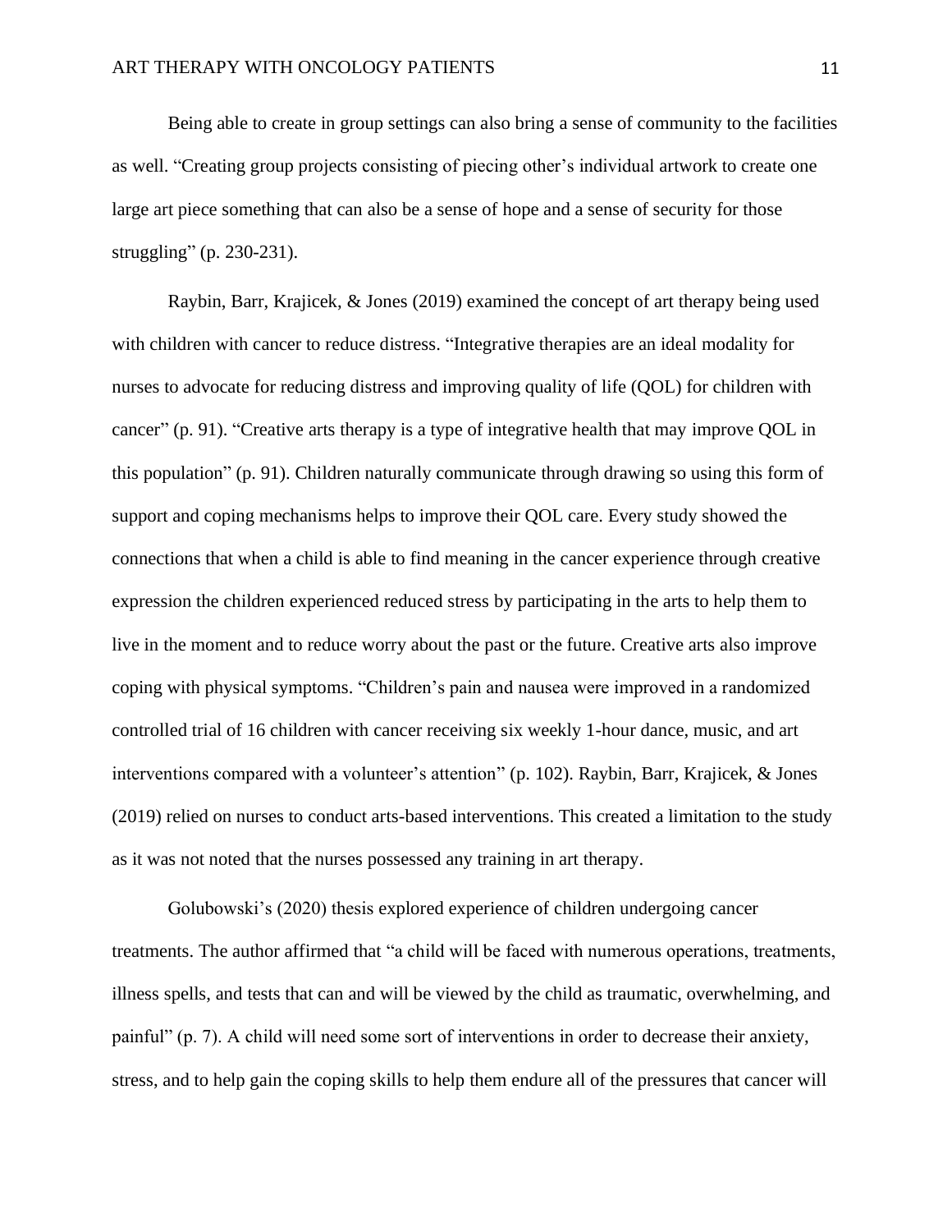Being able to create in group settings can also bring a sense of community to the facilities as well. "Creating group projects consisting of piecing other's individual artwork to create one large art piece something that can also be a sense of hope and a sense of security for those struggling" (p. 230-231).

Raybin, Barr, Krajicek, & Jones (2019) examined the concept of art therapy being used with children with cancer to reduce distress. "Integrative therapies are an ideal modality for nurses to advocate for reducing distress and improving quality of life (QOL) for children with cancer" (p. 91). "Creative arts therapy is a type of integrative health that may improve QOL in this population" (p. 91). Children naturally communicate through drawing so using this form of support and coping mechanisms helps to improve their QOL care. Every study showed the connections that when a child is able to find meaning in the cancer experience through creative expression the children experienced reduced stress by participating in the arts to help them to live in the moment and to reduce worry about the past or the future. Creative arts also improve coping with physical symptoms. "Children's pain and nausea were improved in a randomized controlled trial of 16 children with cancer receiving six weekly 1-hour dance, music, and art interventions compared with a volunteer's attention" (p. 102). Raybin, Barr, Krajicek, & Jones (2019) relied on nurses to conduct arts-based interventions. This created a limitation to the study as it was not noted that the nurses possessed any training in art therapy.

Golubowski's (2020) thesis explored experience of children undergoing cancer treatments. The author affirmed that "a child will be faced with numerous operations, treatments, illness spells, and tests that can and will be viewed by the child as traumatic, overwhelming, and painful" (p. 7). A child will need some sort of interventions in order to decrease their anxiety, stress, and to help gain the coping skills to help them endure all of the pressures that cancer will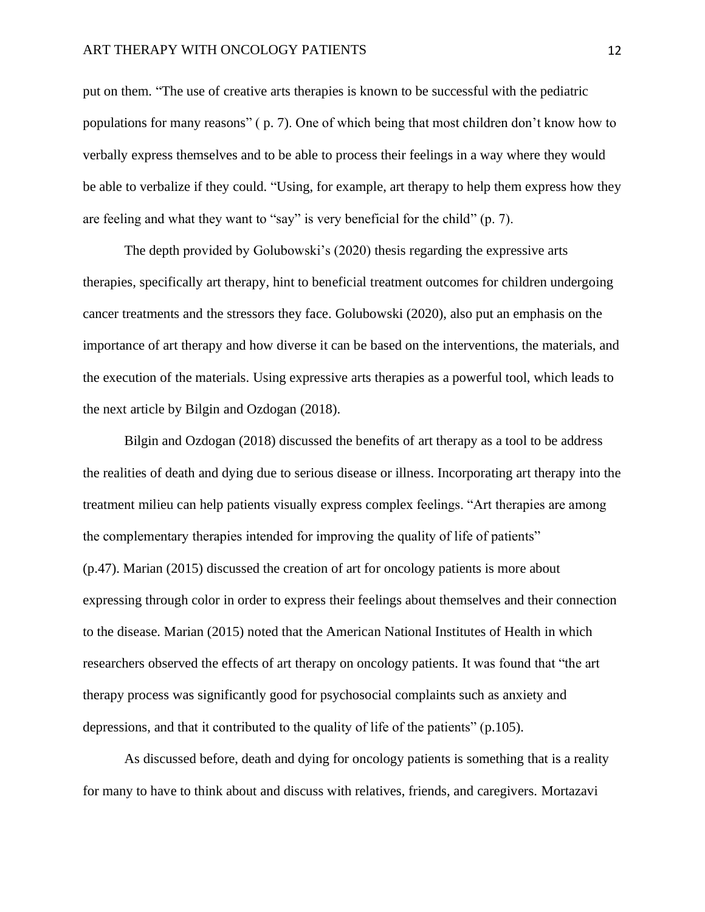put on them. "The use of creative arts therapies is known to be successful with the pediatric populations for many reasons" ( p. 7). One of which being that most children don't know how to verbally express themselves and to be able to process their feelings in a way where they would be able to verbalize if they could. "Using, for example, art therapy to help them express how they are feeling and what they want to "say" is very beneficial for the child" (p. 7).

The depth provided by Golubowski's (2020) thesis regarding the expressive arts therapies, specifically art therapy, hint to beneficial treatment outcomes for children undergoing cancer treatments and the stressors they face. Golubowski (2020), also put an emphasis on the importance of art therapy and how diverse it can be based on the interventions, the materials, and the execution of the materials. Using expressive arts therapies as a powerful tool, which leads to the next article by Bilgin and Ozdogan (2018).

Bilgin and Ozdogan (2018) discussed the benefits of art therapy as a tool to be address the realities of death and dying due to serious disease or illness. Incorporating art therapy into the treatment milieu can help patients visually express complex feelings. "Art therapies are among the complementary therapies intended for improving the quality of life of patients" (p.47). Marian (2015) discussed the creation of art for oncology patients is more about expressing through color in order to express their feelings about themselves and their connection to the disease. Marian (2015) noted that the American National Institutes of Health in which researchers observed the effects of art therapy on oncology patients. It was found that "the art therapy process was significantly good for psychosocial complaints such as anxiety and depressions, and that it contributed to the quality of life of the patients" (p.105).

As discussed before, death and dying for oncology patients is something that is a reality for many to have to think about and discuss with relatives, friends, and caregivers. Mortazavi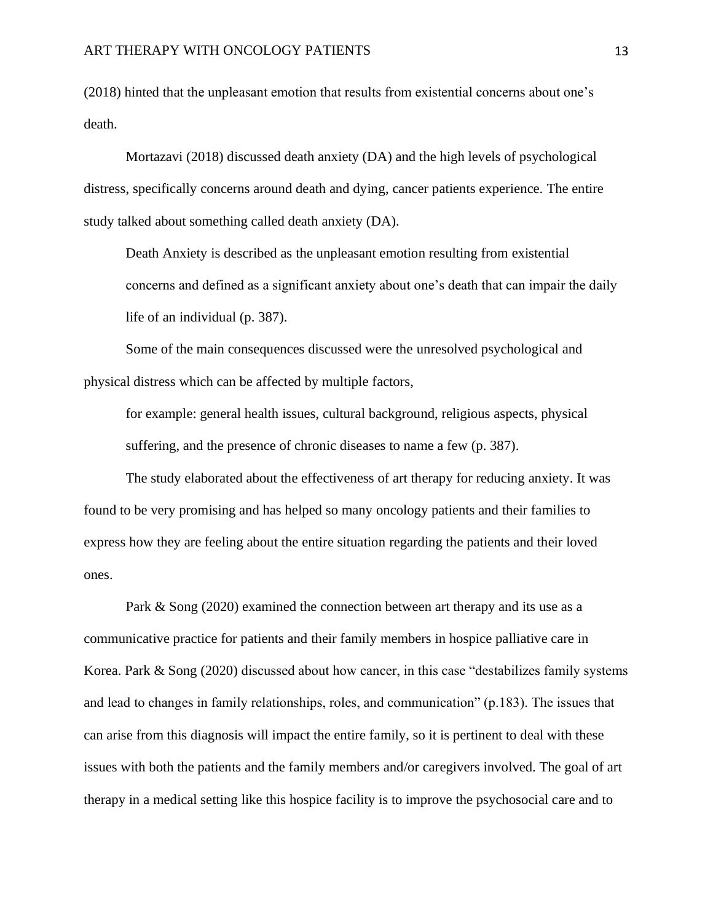(2018) hinted that the unpleasant emotion that results from existential concerns about one's death.

Mortazavi (2018) discussed death anxiety (DA) and the high levels of psychological distress, specifically concerns around death and dying, cancer patients experience. The entire study talked about something called death anxiety (DA).

> Death Anxiety is described as the unpleasant emotion resulting from existential concerns and defined as a significant anxiety about one's death that can impair the daily life of an individual (p. 387).

Some of the main consequences discussed were the unresolved psychological and physical distress which can be affected by multiple factors,

> for example: general health issues, cultural background, religious aspects, physical suffering, and the presence of chronic diseases to name a few (p. 387).

The study elaborated about the effectiveness of art therapy for reducing anxiety. It was found to be very promising and has helped so many oncology patients and their families to express how they are feeling about the entire situation regarding the patients and their loved ones.

Park & Song (2020) examined the connection between art therapy and its use as a communicative practice for patients and their family members in hospice palliative care in Korea. Park & Song (2020) discussed about how cancer, in this case "destabilizes family systems and lead to changes in family relationships, roles, and communication" (p.183). The issues that can arise from this diagnosis will impact the entire family, so it is pertinent to deal with these issues with both the patients and the family members and/or caregivers involved. The goal of art therapy in a medical setting like this hospice facility is to improve the psychosocial care and to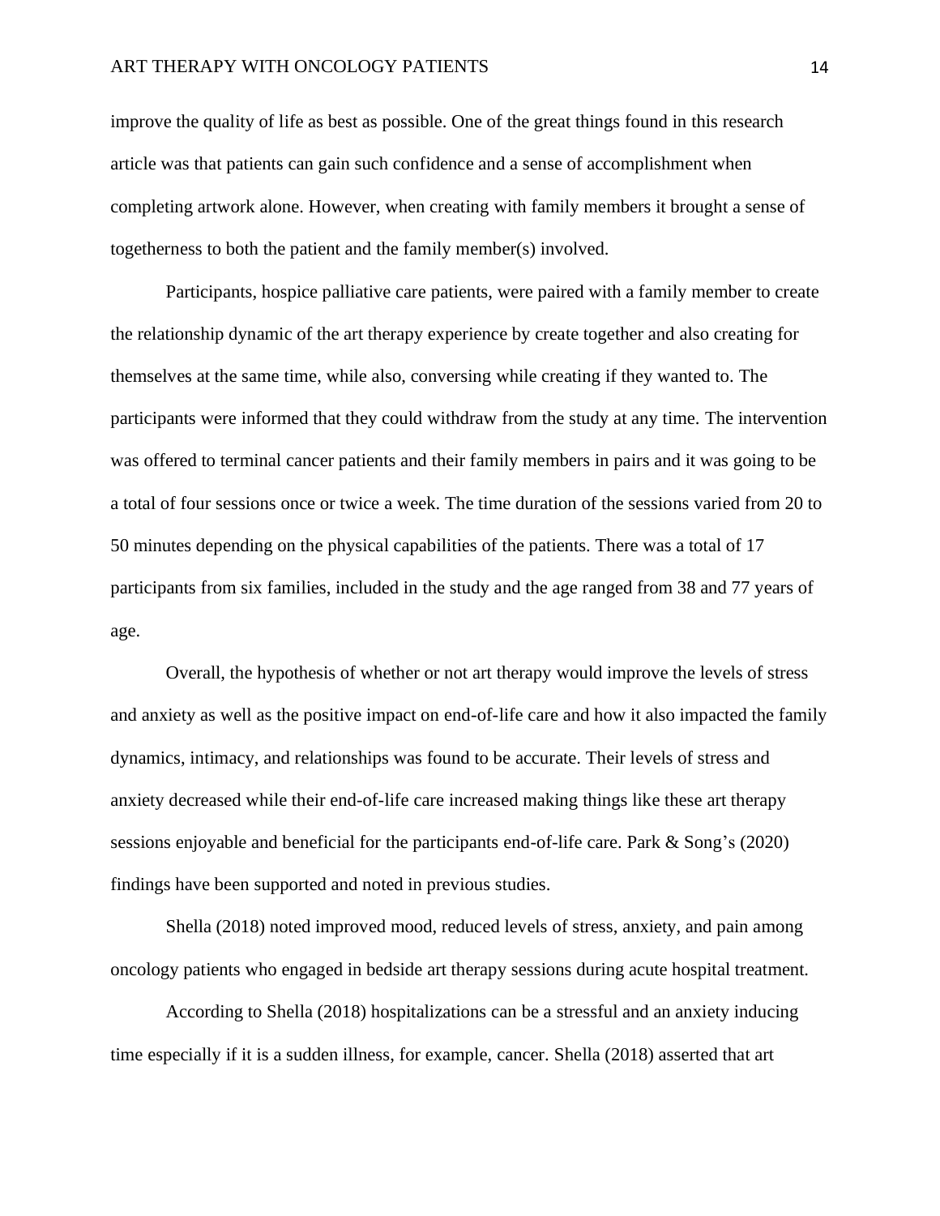improve the quality of life as best as possible. One of the great things found in this research article was that patients can gain such confidence and a sense of accomplishment when completing artwork alone. However, when creating with family members it brought a sense of togetherness to both the patient and the family member(s) involved.

Participants, hospice palliative care patients, were paired with a family member to create the relationship dynamic of the art therapy experience by create together and also creating for themselves at the same time, while also, conversing while creating if they wanted to. The participants were informed that they could withdraw from the study at any time. The intervention was offered to terminal cancer patients and their family members in pairs and it was going to be a total of four sessions once or twice a week. The time duration of the sessions varied from 20 to 50 minutes depending on the physical capabilities of the patients. There was a total of 17 participants from six families, included in the study and the age ranged from 38 and 77 years of age.

Overall, the hypothesis of whether or not art therapy would improve the levels of stress and anxiety as well as the positive impact on end-of-life care and how it also impacted the family dynamics, intimacy, and relationships was found to be accurate. Their levels of stress and anxiety decreased while their end-of-life care increased making things like these art therapy sessions enjoyable and beneficial for the participants end-of-life care. Park & Song's (2020) findings have been supported and noted in previous studies.

Shella (2018) noted improved mood, reduced levels of stress, anxiety, and pain among oncology patients who engaged in bedside art therapy sessions during acute hospital treatment.

According to Shella (2018) hospitalizations can be a stressful and an anxiety inducing time especially if it is a sudden illness, for example, cancer. Shella (2018) asserted that art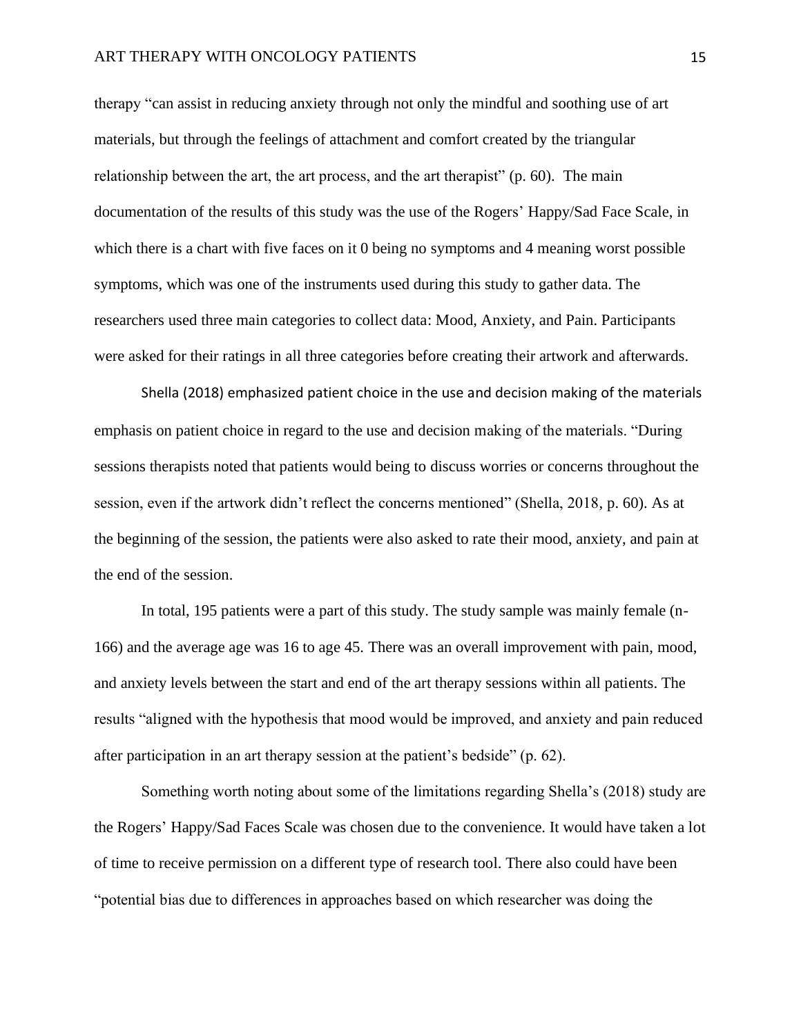therapy "can assist in reducing anxiety through not only the mindful and soothing use of art materials, but through the feelings of attachment and comfort created by the triangular relationship between the art, the art process, and the art therapist" (p. 60). The main documentation of the results of this study was the use of the Rogers' Happy/Sad Face Scale, in which there is a chart with five faces on it 0 being no symptoms and 4 meaning worst possible symptoms, which was one of the instruments used during this study to gather data. The researchers used three main categories to collect data: Mood, Anxiety, and Pain. Participants were asked for their ratings in all three categories before creating their artwork and afterwards.

Shella (2018) emphasized patient choice in the use and decision making of the materials emphasis on patient choice in regard to the use and decision making of the materials. "During sessions therapists noted that patients would being to discuss worries or concerns throughout the session, even if the artwork didn't reflect the concerns mentioned" (Shella, 2018, p. 60). As at the beginning of the session, the patients were also asked to rate their mood, anxiety, and pain at the end of the session.

In total, 195 patients were a part of this study. The study sample was mainly female (n-166) and the average age was 16 to age 45. There was an overall improvement with pain, mood, and anxiety levels between the start and end of the art therapy sessions within all patients. The results "aligned with the hypothesis that mood would be improved, and anxiety and pain reduced after participation in an art therapy session at the patient's bedside" (p. 62).

Something worth noting about some of the limitations regarding Shella's (2018) study are the Rogers' Happy/Sad Faces Scale was chosen due to the convenience. It would have taken a lot of time to receive permission on a different type of research tool. There also could have been "potential bias due to differences in approaches based on which researcher was doing the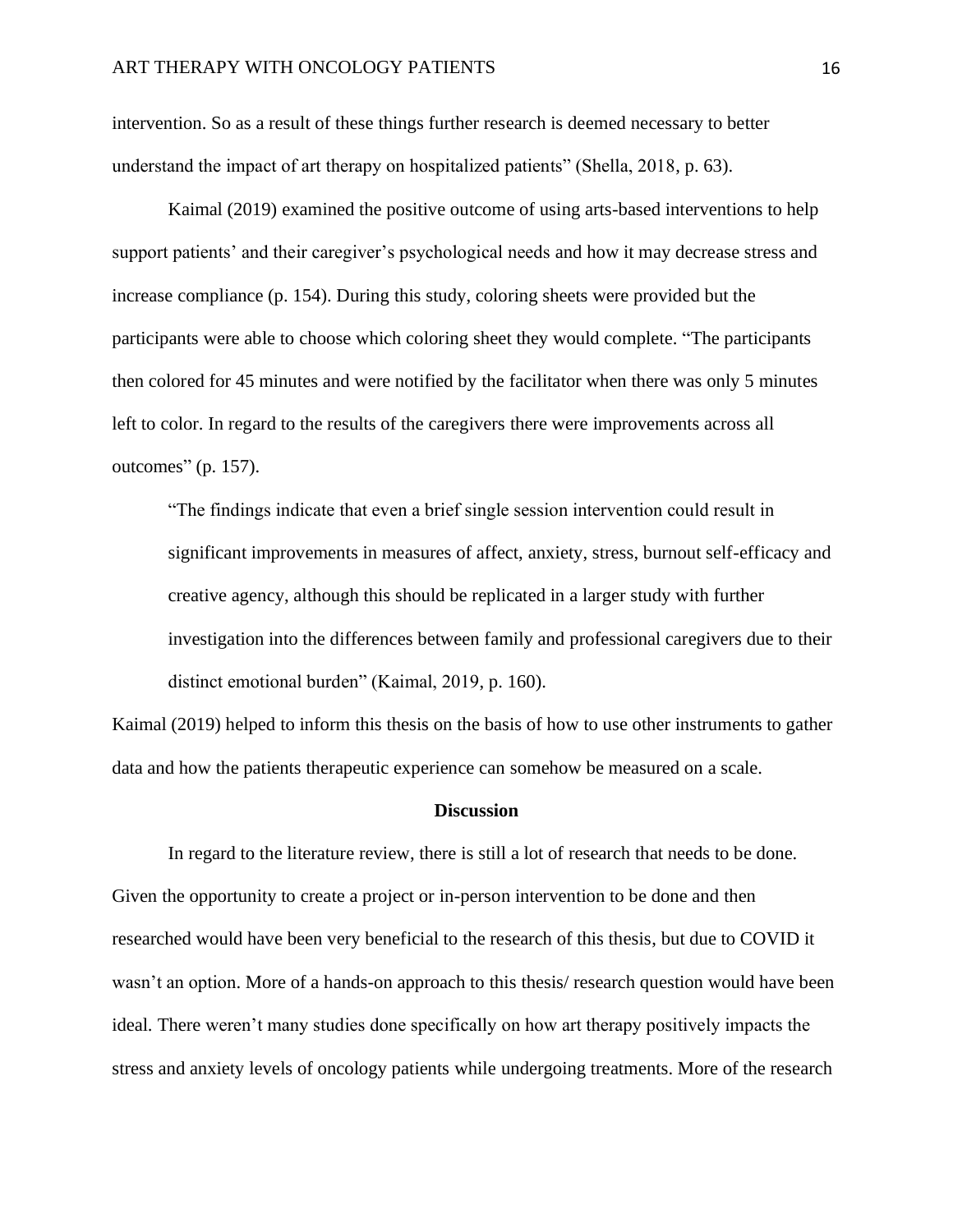intervention. So as a result of these things further research is deemed necessary to better understand the impact of art therapy on hospitalized patients" (Shella, 2018, p. 63).

Kaimal (2019) examined the positive outcome of using arts-based interventions to help support patients' and their caregiver's psychological needs and how it may decrease stress and increase compliance (p. 154). During this study, coloring sheets were provided but the participants were able to choose which coloring sheet they would complete. "The participants then colored for 45 minutes and were notified by the facilitator when there was only 5 minutes left to color. In regard to the results of the caregivers there were improvements across all outcomes" (p. 157).

> "The findings indicate that even a brief single session intervention could result in significant improvements in measures of affect, anxiety, stress, burnout self-efficacy and creative agency, although this should be replicated in a larger study with further investigation into the differences between family and professional caregivers due to their distinct emotional burden" (Kaimal, 2019, p. 160).

Kaimal (2019) helped to inform this thesis on the basis of how to use other instruments to gather data and how the patients therapeutic experience can somehow be measured on a scale.

## Discussion

In regard to the literature review, there is still a lot of research that needs to be done. Given the opportunity to create a project or in-person intervention to be done and then researched would have been very beneficial to the research of this thesis, but due to COVID it wasn't an option. More of a hands-on approach to this thesis/ research question would have been ideal. There weren't many studies done specifically on how art therapy positively impacts the stress and anxiety levels of oncology patients while undergoing treatments. More of the research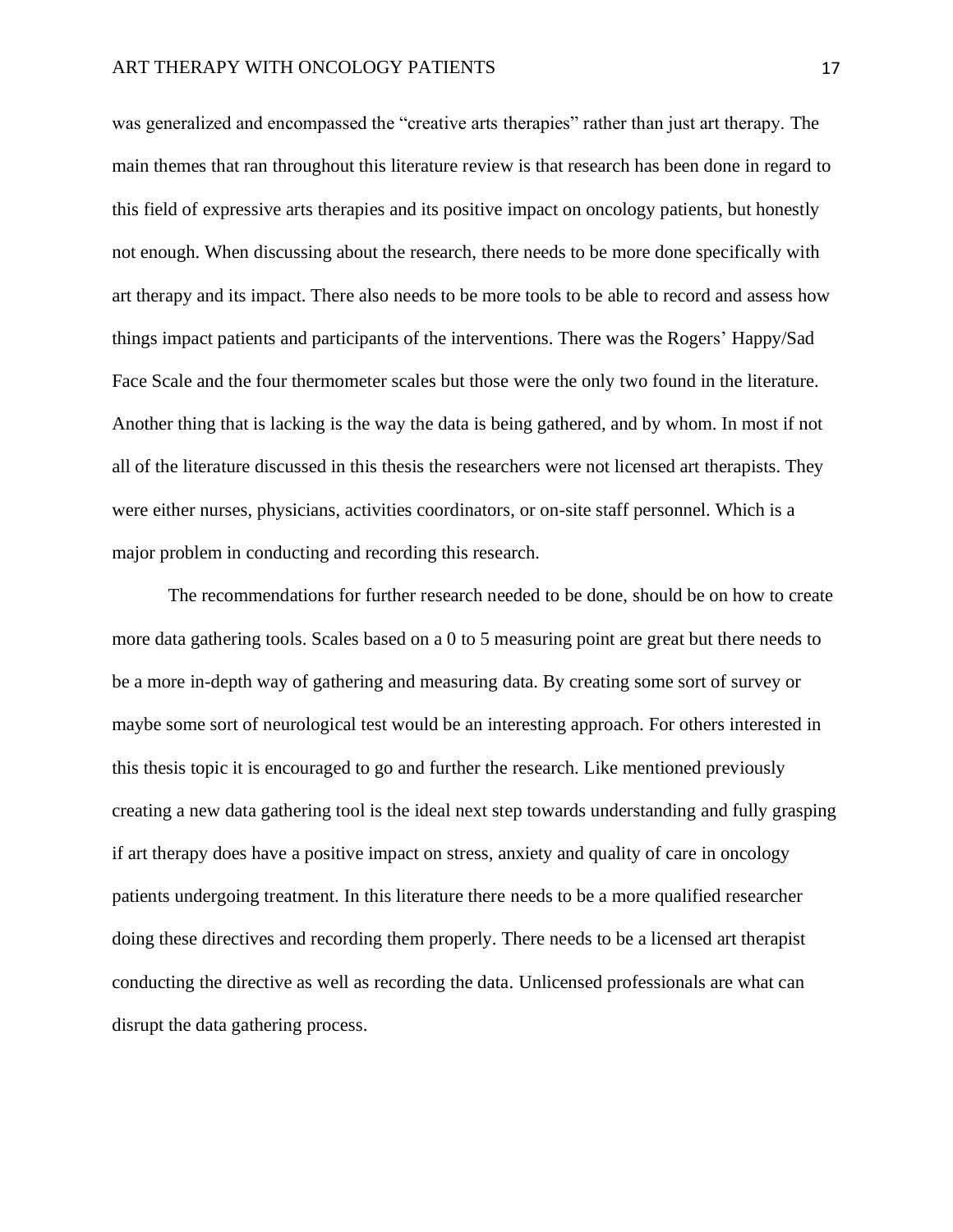was generalized and encompassed the "creative arts therapies" rather than just art therapy. The main themes that ran throughout this literature review is that research has been done in regard to this field of expressive arts therapies and its positive impact on oncology patients, but honestly not enough. When discussing about the research, there needs to be more done specifically with art therapy and its impact. There also needs to be more tools to be able to record and assess how things impact patients and participants of the interventions. There was the Rogers' Happy/Sad Face Scale and the four thermometer scales but those were the only two found in the literature. Another thing that is lacking is the way the data is being gathered, and by whom. In most if not all of the literature discussed in this thesis the researchers were not licensed art therapists. They were either nurses, physicians, activities coordinators, or on-site staff personnel. Which is a major problem in conducting and recording this research.

The recommendations for further research needed to be done, should be on how to create more data gathering tools. Scales based on a 0 to 5 measuring point are great but there needs to be a more in-depth way of gathering and measuring data. By creating some sort of survey or maybe some sort of neurological test would be an interesting approach. For others interested in this thesis topic it is encouraged to go and further the research. Like mentioned previously creating a new data gathering tool is the ideal next step towards understanding and fully grasping if art therapy does have a positive impact on stress, anxiety and quality of care in oncology patients undergoing treatment. In this literature there needs to be a more qualified researcher doing these directives and recording them properly. There needs to be a licensed art therapist conducting the directive as well as recording the data. Unlicensed professionals are what can disrupt the data gathering process.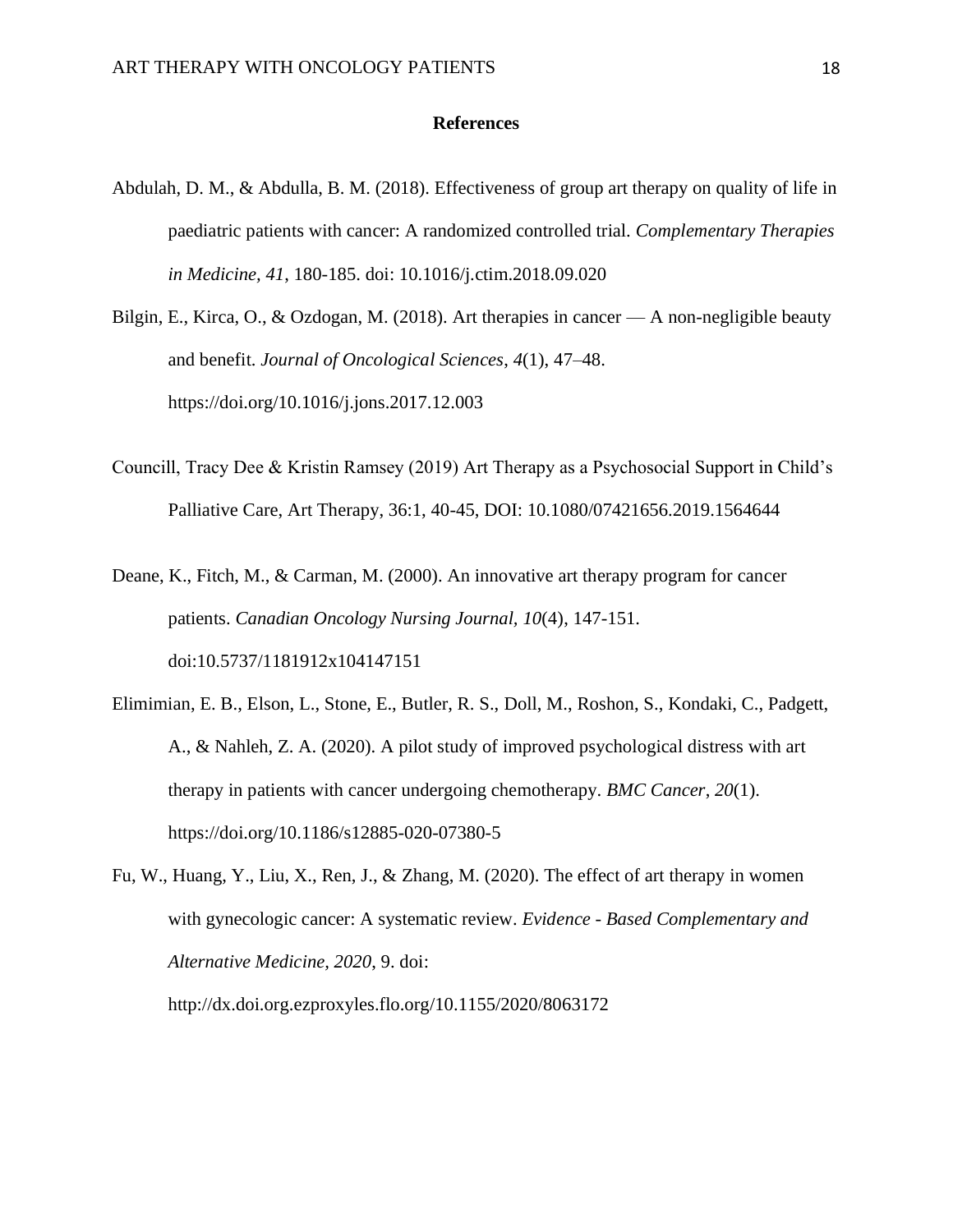## References

Abdulah, D. M., & Abdulla, B. M. (2018). Effectiveness of group art therapy on quality of life in paediatric patients with cancer: A randomized controlled trial. *Complementary Therapies in Medicine, 41*, 180-185. doi: 10.1016/j.ctim.2018.09.020

Bilgin, E., Kirca, O., & Ozdogan, M. (2018). Art therapies in cancer — A non-negligible beauty and benefit. *Journal of Oncological Sciences*, *4*(1), 47–48. https://doi.org/10.1016/j.jons.2017.12.003

Councill, Tracy Dee & Kristin Ramsey (2019) Art Therapy as a Psychosocial Support in Child's Palliative Care, Art Therapy, 36:1, 40-45, DOI: 10.1080/07421656.2019.1564644

Deane, K., Fitch, M., & Carman, M. (2000). An innovative art therapy program for cancer patients. *Canadian Oncology Nursing Journal*, *10*(4), 147-151. doi:10.5737/1181912x104147151

Elimimian, E. B., Elson, L., Stone, E., Butler, R. S., Doll, M., Roshon, S., Kondaki, C., Padgett, A., & Nahleh, Z. A. (2020). A pilot study of improved psychological distress with art therapy in patients with cancer undergoing chemotherapy. *BMC Cancer*, *20*(1). https://doi.org/10.1186/s12885-020-07380-5

Fu, W., Huang, Y., Liu, X., Ren, J., & Zhang, M. (2020). The effect of art therapy in women with gynecologic cancer: A systematic review. *Evidence - Based Complementary and Alternative Medicine, 2020*, 9. doi: http://dx.doi.org.ezproxyles.flo.org/10.1155/2020/8063172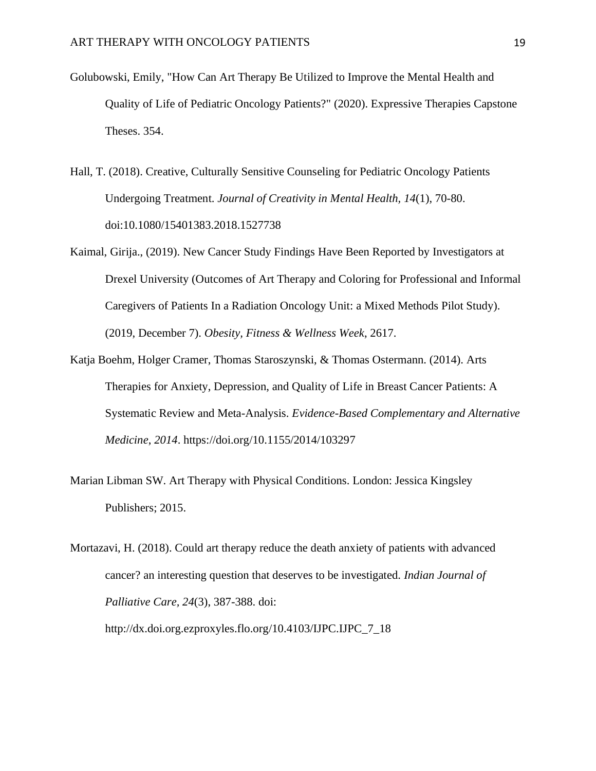Golubowski, Emily, "How Can Art Therapy Be Utilized to Improve the Mental Health and Quality of Life of Pediatric Oncology Patients?" (2020). Expressive Therapies Capstone Theses. 354.

Hall, T. (2018). Creative, Culturally Sensitive Counseling for Pediatric Oncology Patients Undergoing Treatment. *Journal of Creativity in Mental Health, 14*(1), 70-80. doi:10.1080/15401383.2018.1527738

Kaimal, Girija., (2019). New Cancer Study Findings Have Been Reported by Investigators at Drexel University (Outcomes of Art Therapy and Coloring for Professional and Informal Caregivers of Patients In a Radiation Oncology Unit: a Mixed Methods Pilot Study). (2019, December 7). *Obesity, Fitness & Wellness Week*, 2617.

Katja Boehm, Holger Cramer, Thomas Staroszynski, & Thomas Ostermann. (2014). Arts Therapies for Anxiety, Depression, and Quality of Life in Breast Cancer Patients: A Systematic Review and Meta-Analysis. *Evidence-Based Complementary and Alternative Medicine*, *2014*. https://doi.org/10.1155/2014/103297

Marian Libman SW. Art Therapy with Physical Conditions. London: Jessica Kingsley Publishers; 2015.

Mortazavi, H. (2018). Could art therapy reduce the death anxiety of patients with advanced cancer? an interesting question that deserves to be investigated. *Indian Journal of Palliative Care*, *24*(3), 387-388. doi: http://dx.doi.org.ezproxyles.flo.org/10.4103/IJPC.IJPC_7_18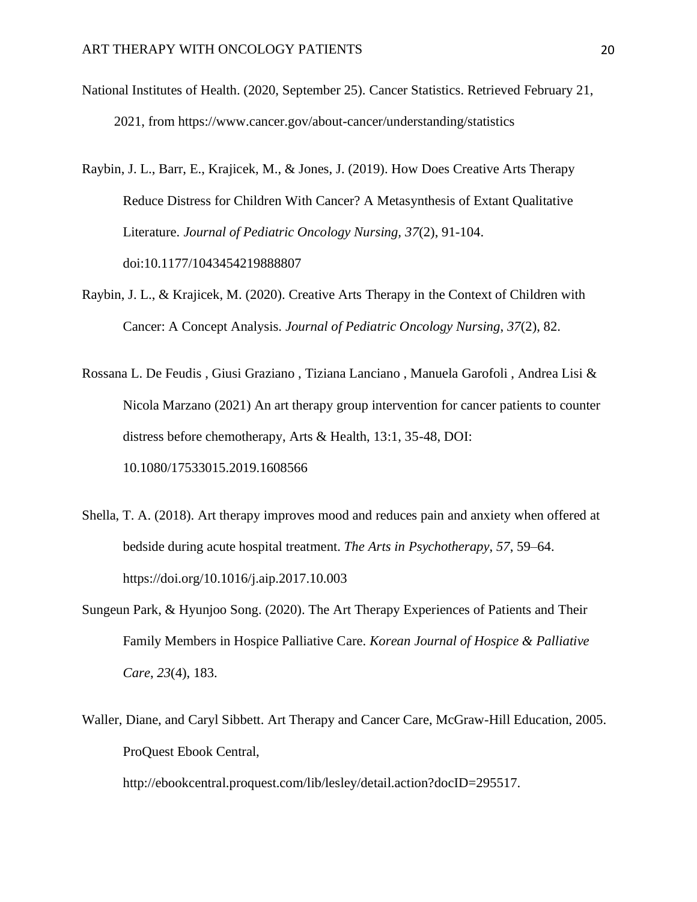National Institutes of Health. (2020, September 25). Cancer Statistics. Retrieved February 21, 2021, from https://www.cancer.gov/about-cancer/understanding/statistics

Raybin, J. L., Barr, E., Krajicek, M., & Jones, J. (2019). How Does Creative Arts Therapy Reduce Distress for Children With Cancer? A Metasynthesis of Extant Qualitative Literature. *Journal of Pediatric Oncology Nursing, 37*(2), 91-104. doi:10.1177/1043454219888807

Raybin, J. L., & Krajicek, M. (2020). Creative Arts Therapy in the Context of Children with Cancer: A Concept Analysis. *Journal of Pediatric Oncology Nursing*, *37*(2), 82.

Rossana L. De Feudis , Giusi Graziano , Tiziana Lanciano , Manuela Garofoli , Andrea Lisi & Nicola Marzano (2021) An art therapy group intervention for cancer patients to counter distress before chemotherapy, Arts & Health, 13:1, 35-48, DOI: 10.1080/17533015.2019.1608566

Shella, T. A. (2018). Art therapy improves mood and reduces pain and anxiety when offered at bedside during acute hospital treatment. *The Arts in Psychotherapy*, *57*, 59–64. https://doi.org/10.1016/j.aip.2017.10.003

Sungeun Park, & Hyunjoo Song. (2020). The Art Therapy Experiences of Patients and Their Family Members in Hospice Palliative Care. *Korean Journal of Hospice & Palliative Care*, *23*(4), 183.

Waller, Diane, and Caryl Sibbett. Art Therapy and Cancer Care, McGraw-Hill Education, 2005. ProQuest Ebook Central, http://ebookcentral.proquest.com/lib/lesley/detail.action?docID=295517.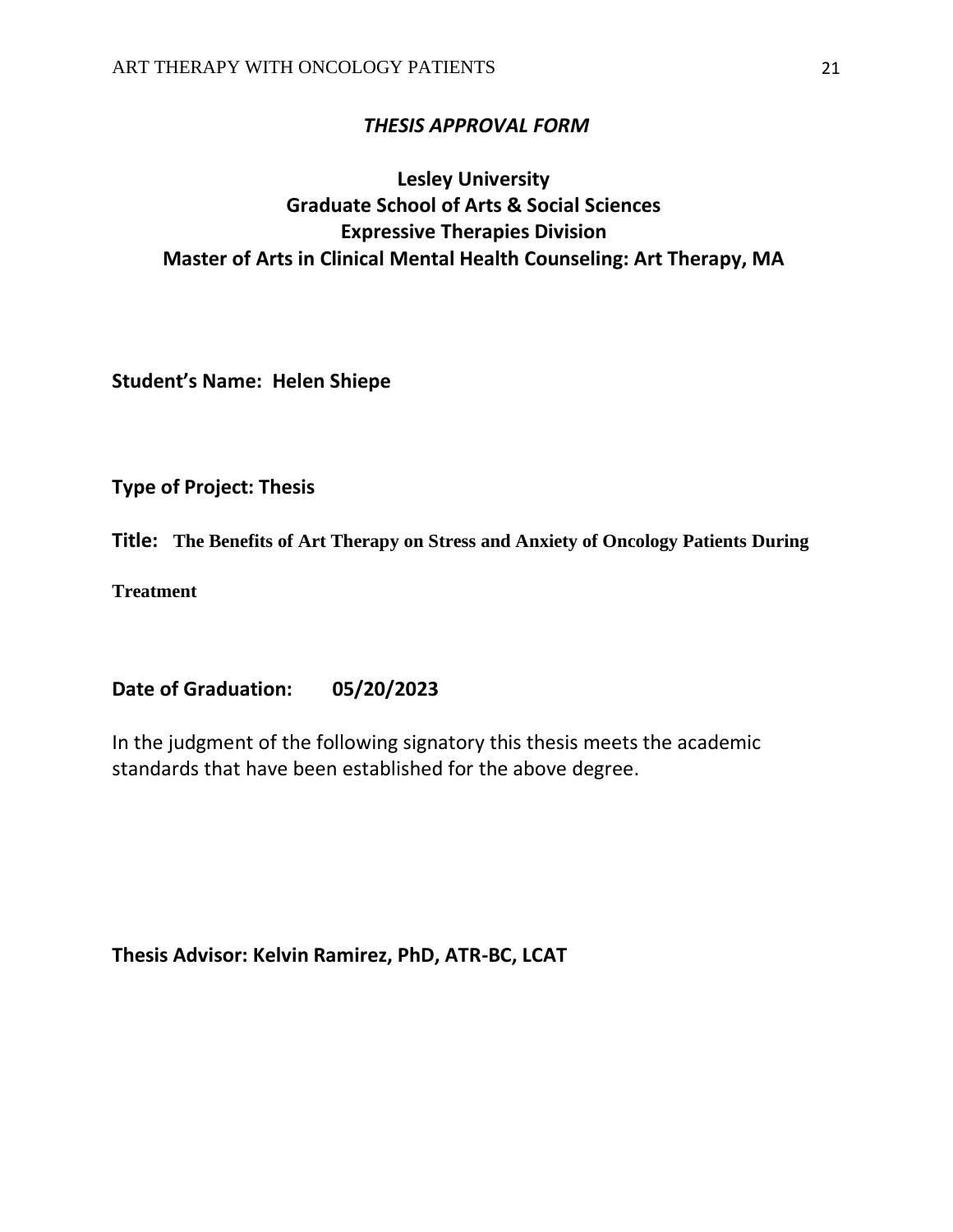***THESIS APPROVAL FORM***

**Lesley University**
**Graduate School of Arts & Social Sciences**
**Expressive Therapies Division**
**Master of Arts in Clinical Mental Health Counseling: Art Therapy, MA**

**Student's Name: Helen Shiepe**

**Type of Project: Thesis**

**Title: The Benefits of Art Therapy on Stress and Anxiety of Oncology Patients During Treatment**

**Date of Graduation: 05/20/2023**

In the judgment of the following signatory this thesis meets the academic standards that have been established for the above degree.

**Thesis Advisor: Kelvin Ramirez, PhD, ATR-BC, LCAT**